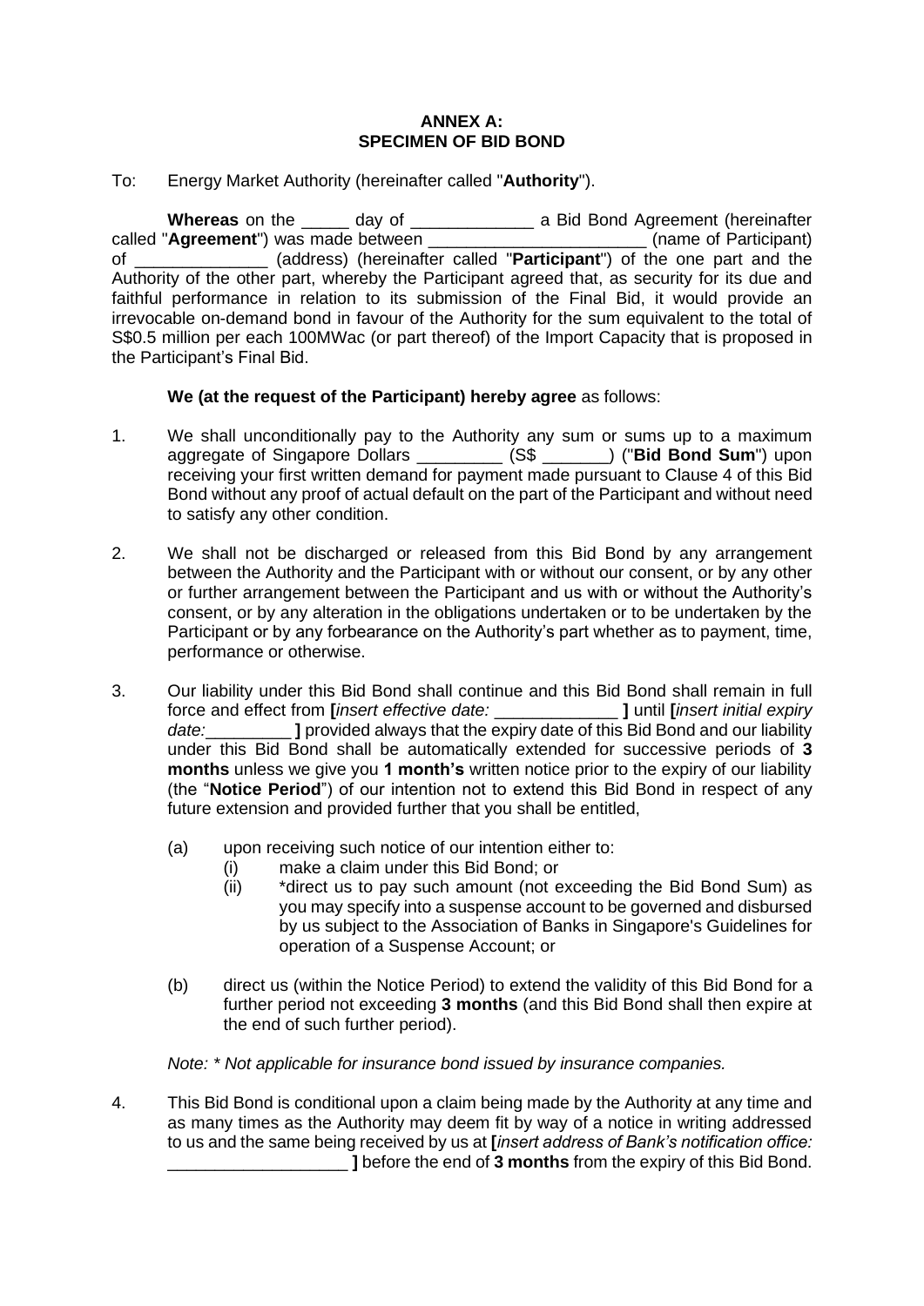**ANNEX A:**
**SPECIMEN OF BID BOND**

To: Energy Market Authority (hereinafter called "**Authority**").

**Whereas** on the _____ day of _____________ a Bid Bond Agreement (hereinafter called "**Agreement**") was made between _______________________ (name of Participant) of ______________ (address) (hereinafter called "**Participant**") of the one part and the Authority of the other part, whereby the Participant agreed that, as security for its due and faithful performance in relation to its submission of the Final Bid, it would provide an irrevocable on-demand bond in favour of the Authority for the sum equivalent to the total of S$0.5 million per each 100MWac (or part thereof) of the Import Capacity that is proposed in the Participant's Final Bid.

**We (at the request of the Participant) hereby agree** as follows:

1. We shall unconditionally pay to the Authority any sum or sums up to a maximum aggregate of Singapore Dollars _________ (S$ _______) ("**Bid Bond Sum**") upon receiving your first written demand for payment made pursuant to Clause 4 of this Bid Bond without any proof of actual default on the part of the Participant and without need to satisfy any other condition.

2. We shall not be discharged or released from this Bid Bond by any arrangement between the Authority and the Participant with or without our consent, or by any other or further arrangement between the Participant and us with or without the Authority's consent, or by any alteration in the obligations undertaken or to be undertaken by the Participant or by any forbearance on the Authority's part whether as to payment, time, performance or otherwise.

3. Our liability under this Bid Bond shall continue and this Bid Bond shall remain in full force and effect from **[***insert effective date:* _____________ **]** until **[***insert initial expiry date:*_________ **]** provided always that the expiry date of this Bid Bond and our liability under this Bid Bond shall be automatically extended for successive periods of **3 months** unless we give you **1 month's** written notice prior to the expiry of our liability (the "**Notice Period**") of our intention not to extend this Bid Bond in respect of any future extension and provided further that you shall be entitled,

   (a) upon receiving such notice of our intention either to:
      (i) make a claim under this Bid Bond; or
      (ii) *direct us to pay such amount (not exceeding the Bid Bond Sum) as you may specify into a suspense account to be governed and disbursed by us subject to the Association of Banks in Singapore's Guidelines for operation of a Suspense Account; or

   (b) direct us (within the Notice Period) to extend the validity of this Bid Bond for a further period not exceeding **3 months** (and this Bid Bond shall then expire at the end of such further period).

   *Note: * Not applicable for insurance bond issued by insurance companies.*

4. This Bid Bond is conditional upon a claim being made by the Authority at any time and as many times as the Authority may deem fit by way of a notice in writing addressed to us and the same being received by us at **[***insert address of Bank's notification office:* ___________________ **]** before the end of **3 months** from the expiry of this Bid Bond.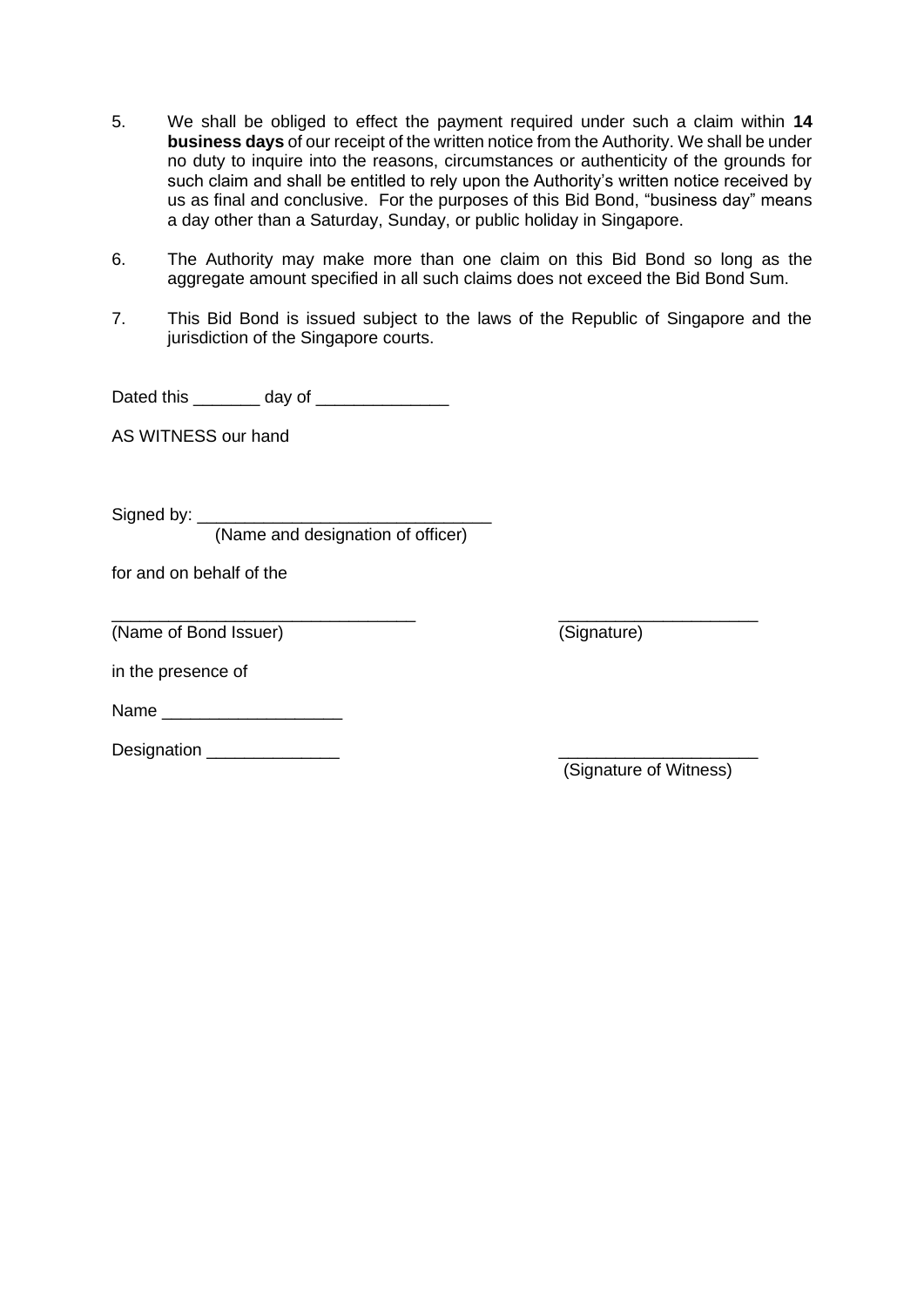5. We shall be obliged to effect the payment required under such a claim within **14 business days** of our receipt of the written notice from the Authority. We shall be under no duty to inquire into the reasons, circumstances or authenticity of the grounds for such claim and shall be entitled to rely upon the Authority's written notice received by us as final and conclusive. For the purposes of this Bid Bond, "business day" means a day other than a Saturday, Sunday, or public holiday in Singapore.

6. The Authority may make more than one claim on this Bid Bond so long as the aggregate amount specified in all such claims does not exceed the Bid Bond Sum.

7. This Bid Bond is issued subject to the laws of the Republic of Singapore and the jurisdiction of the Singapore courts.

Dated this _______ day of ______________

AS WITNESS our hand

Signed by: _______________________________
(Name and designation of officer)

for and on behalf of the

_________________________________ _____________________
(Name of Bond Issuer) (Signature)

in the presence of

Name ___________________

Designation ______________ _____________________
(Signature of Witness)